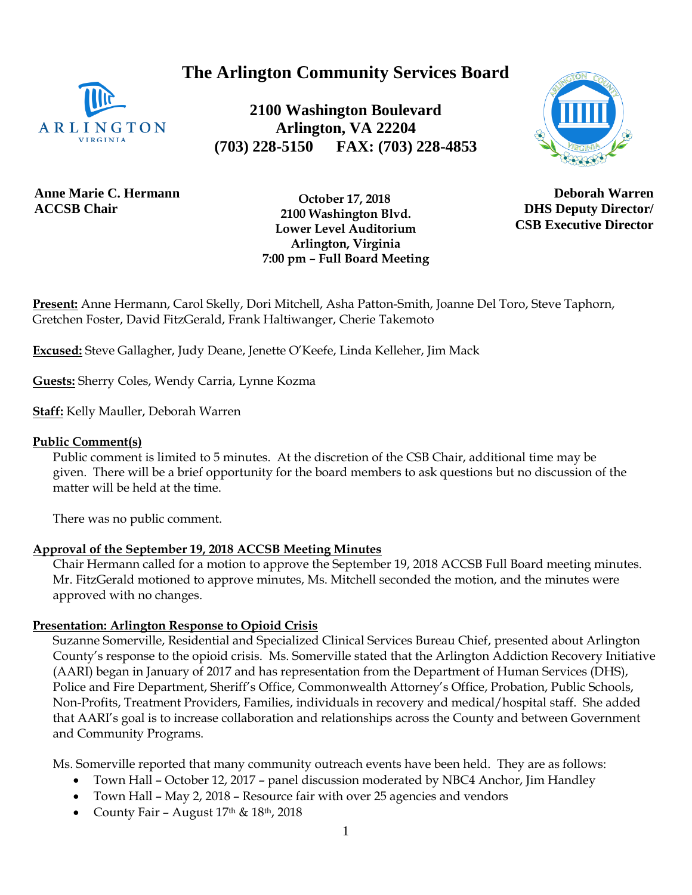# The Arlington Community Services Board

**2100 Washington Boulevard**
**Arlington, VA 22204**
**(703) 228-5150 FAX: (703) 228-4853**

**Anne Marie C. Hermann**
**ACCSB Chair**

**October 17, 2018**
**2100 Washington Blvd.**
**Lower Level Auditorium**
**Arlington, Virginia**
**7:00 pm – Full Board Meeting**

**Deborah Warren**
**DHS Deputy Director/**
**CSB Executive Director**

**Present:** Anne Hermann, Carol Skelly, Dori Mitchell, Asha Patton-Smith, Joanne Del Toro, Steve Taphorn, Gretchen Foster, David FitzGerald, Frank Haltiwanger, Cherie Takemoto

**Excused:** Steve Gallagher, Judy Deane, Jenette O'Keefe, Linda Kelleher, Jim Mack

**Guests:** Sherry Coles, Wendy Carria, Lynne Kozma

**Staff:** Kelly Mauller, Deborah Warren

## Public Comment(s)

Public comment is limited to 5 minutes. At the discretion of the CSB Chair, additional time may be given. There will be a brief opportunity for the board members to ask questions but no discussion of the matter will be held at the time.

There was no public comment.

## Approval of the September 19, 2018 ACCSB Meeting Minutes

Chair Hermann called for a motion to approve the September 19, 2018 ACCSB Full Board meeting minutes. Mr. FitzGerald motioned to approve minutes, Ms. Mitchell seconded the motion, and the minutes were approved with no changes.

## Presentation: Arlington Response to Opioid Crisis

Suzanne Somerville, Residential and Specialized Clinical Services Bureau Chief, presented about Arlington County's response to the opioid crisis. Ms. Somerville stated that the Arlington Addiction Recovery Initiative (AARI) began in January of 2017 and has representation from the Department of Human Services (DHS), Police and Fire Department, Sheriff's Office, Commonwealth Attorney's Office, Probation, Public Schools, Non-Profits, Treatment Providers, Families, individuals in recovery and medical/hospital staff. She added that AARI's goal is to increase collaboration and relationships across the County and between Government and Community Programs.

Ms. Somerville reported that many community outreach events have been held. They are as follows:

- Town Hall – October 12, 2017 – panel discussion moderated by NBC4 Anchor, Jim Handley
- Town Hall – May 2, 2018 – Resource fair with over 25 agencies and vendors
- County Fair – August 17th & 18th, 2018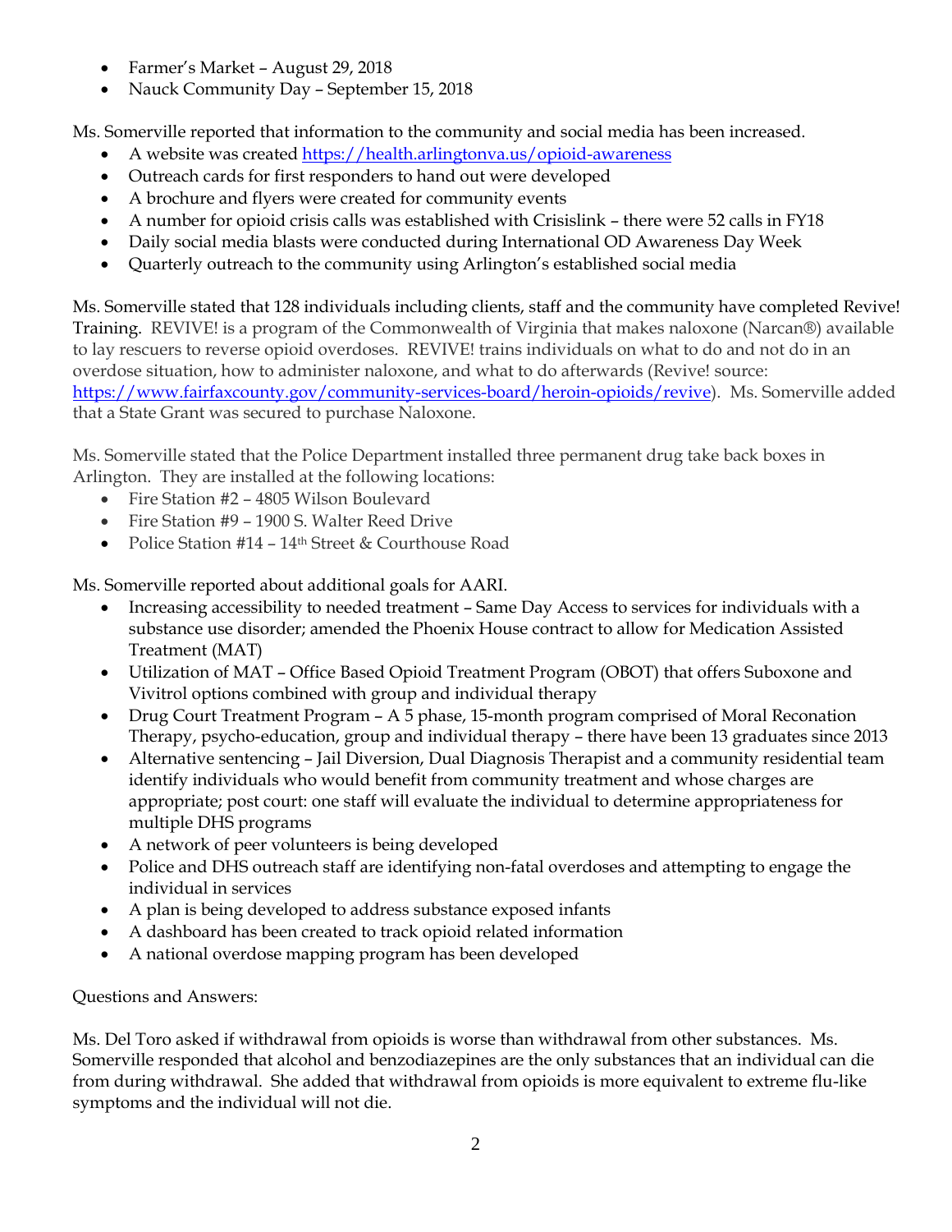- Farmer's Market – August 29, 2018
- Nauck Community Day – September 15, 2018

Ms. Somerville reported that information to the community and social media has been increased.

- A website was created https://health.arlingtonva.us/opioid-awareness
- Outreach cards for first responders to hand out were developed
- A brochure and flyers were created for community events
- A number for opioid crisis calls was established with Crisislink – there were 52 calls in FY18
- Daily social media blasts were conducted during International OD Awareness Day Week
- Quarterly outreach to the community using Arlington's established social media

Ms. Somerville stated that 128 individuals including clients, staff and the community have completed Revive! Training. REVIVE! is a program of the Commonwealth of Virginia that makes naloxone (Narcan®) available to lay rescuers to reverse opioid overdoses. REVIVE! trains individuals on what to do and not do in an overdose situation, how to administer naloxone, and what to do afterwards (Revive! source: https://www.fairfaxcounty.gov/community-services-board/heroin-opioids/revive). Ms. Somerville added that a State Grant was secured to purchase Naloxone.

Ms. Somerville stated that the Police Department installed three permanent drug take back boxes in Arlington. They are installed at the following locations:

- Fire Station #2 – 4805 Wilson Boulevard
- Fire Station #9 – 1900 S. Walter Reed Drive
- Police Station #14 – 14th Street & Courthouse Road

Ms. Somerville reported about additional goals for AARI.

- Increasing accessibility to needed treatment – Same Day Access to services for individuals with a substance use disorder; amended the Phoenix House contract to allow for Medication Assisted Treatment (MAT)
- Utilization of MAT – Office Based Opioid Treatment Program (OBOT) that offers Suboxone and Vivitrol options combined with group and individual therapy
- Drug Court Treatment Program – A 5 phase, 15-month program comprised of Moral Reconation Therapy, psycho-education, group and individual therapy – there have been 13 graduates since 2013
- Alternative sentencing – Jail Diversion, Dual Diagnosis Therapist and a community residential team identify individuals who would benefit from community treatment and whose charges are appropriate; post court: one staff will evaluate the individual to determine appropriateness for multiple DHS programs
- A network of peer volunteers is being developed
- Police and DHS outreach staff are identifying non-fatal overdoses and attempting to engage the individual in services
- A plan is being developed to address substance exposed infants
- A dashboard has been created to track opioid related information
- A national overdose mapping program has been developed

Questions and Answers:

Ms. Del Toro asked if withdrawal from opioids is worse than withdrawal from other substances. Ms. Somerville responded that alcohol and benzodiazepines are the only substances that an individual can die from during withdrawal. She added that withdrawal from opioids is more equivalent to extreme flu-like symptoms and the individual will not die.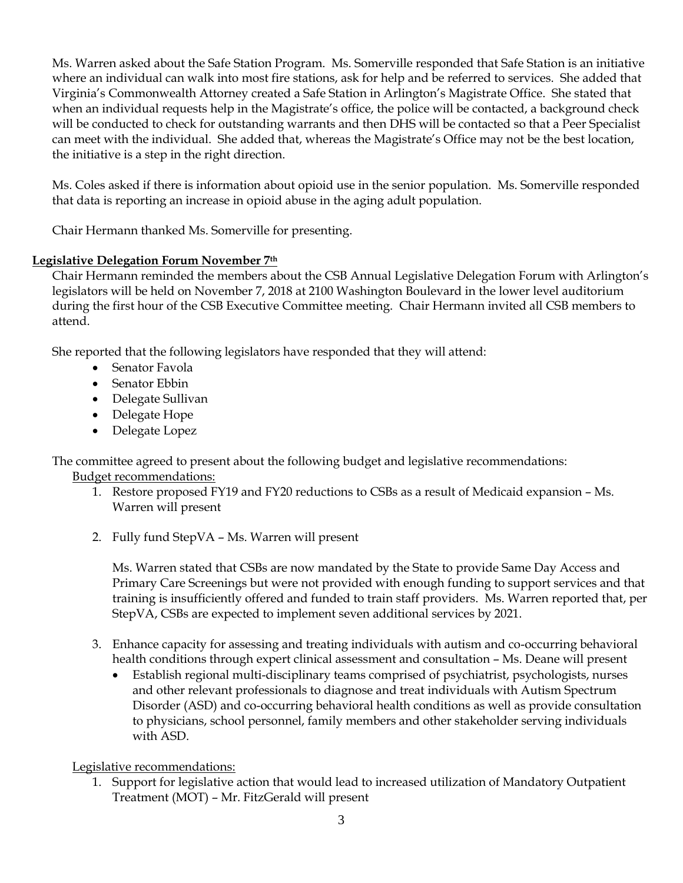Ms. Warren asked about the Safe Station Program. Ms. Somerville responded that Safe Station is an initiative where an individual can walk into most fire stations, ask for help and be referred to services. She added that Virginia's Commonwealth Attorney created a Safe Station in Arlington's Magistrate Office. She stated that when an individual requests help in the Magistrate's office, the police will be contacted, a background check will be conducted to check for outstanding warrants and then DHS will be contacted so that a Peer Specialist can meet with the individual. She added that, whereas the Magistrate's Office may not be the best location, the initiative is a step in the right direction.

Ms. Coles asked if there is information about opioid use in the senior population. Ms. Somerville responded that data is reporting an increase in opioid abuse in the aging adult population.

Chair Hermann thanked Ms. Somerville for presenting.

**Legislative Delegation Forum November 7th**

Chair Hermann reminded the members about the CSB Annual Legislative Delegation Forum with Arlington's legislators will be held on November 7, 2018 at 2100 Washington Boulevard in the lower level auditorium during the first hour of the CSB Executive Committee meeting. Chair Hermann invited all CSB members to attend.

She reported that the following legislators have responded that they will attend:

- Senator Favola
- Senator Ebbin
- Delegate Sullivan
- Delegate Hope
- Delegate Lopez

The committee agreed to present about the following budget and legislative recommendations:

Budget recommendations:

1. Restore proposed FY19 and FY20 reductions to CSBs as a result of Medicaid expansion – Ms. Warren will present

2. Fully fund StepVA – Ms. Warren will present

   Ms. Warren stated that CSBs are now mandated by the State to provide Same Day Access and Primary Care Screenings but were not provided with enough funding to support services and that training is insufficiently offered and funded to train staff providers. Ms. Warren reported that, per StepVA, CSBs are expected to implement seven additional services by 2021.

3. Enhance capacity for assessing and treating individuals with autism and co-occurring behavioral health conditions through expert clinical assessment and consultation – Ms. Deane will present
   - Establish regional multi-disciplinary teams comprised of psychiatrist, psychologists, nurses and other relevant professionals to diagnose and treat individuals with Autism Spectrum Disorder (ASD) and co-occurring behavioral health conditions as well as provide consultation to physicians, school personnel, family members and other stakeholder serving individuals with ASD.

Legislative recommendations:

1. Support for legislative action that would lead to increased utilization of Mandatory Outpatient Treatment (MOT) – Mr. FitzGerald will present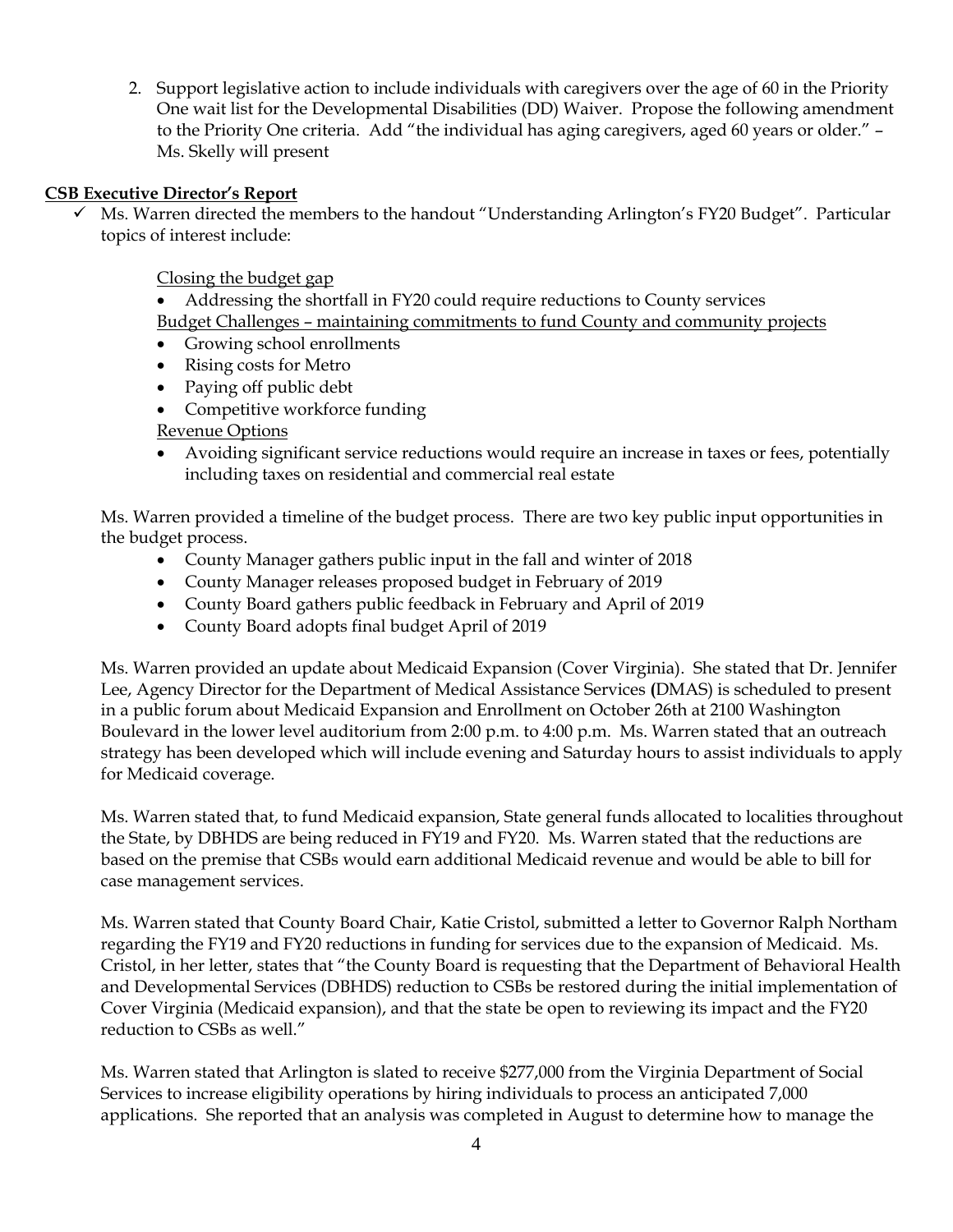2. Support legislative action to include individuals with caregivers over the age of 60 in the Priority One wait list for the Developmental Disabilities (DD) Waiver. Propose the following amendment to the Priority One criteria. Add "the individual has aging caregivers, aged 60 years or older." – Ms. Skelly will present

**CSB Executive Director's Report**

- ✓ Ms. Warren directed the members to the handout "Understanding Arlington's FY20 Budget". Particular topics of interest include:

  Closing the budget gap

  - Addressing the shortfall in FY20 could require reductions to County services

  Budget Challenges – maintaining commitments to fund County and community projects

  - Growing school enrollments
  - Rising costs for Metro
  - Paying off public debt
  - Competitive workforce funding

  Revenue Options

  - Avoiding significant service reductions would require an increase in taxes or fees, potentially including taxes on residential and commercial real estate

  Ms. Warren provided a timeline of the budget process. There are two key public input opportunities in the budget process.

  - County Manager gathers public input in the fall and winter of 2018
  - County Manager releases proposed budget in February of 2019
  - County Board gathers public feedback in February and April of 2019
  - County Board adopts final budget April of 2019

  Ms. Warren provided an update about Medicaid Expansion (Cover Virginia). She stated that Dr. Jennifer Lee, Agency Director for the Department of Medical Assistance Services (DMAS) is scheduled to present in a public forum about Medicaid Expansion and Enrollment on October 26th at 2100 Washington Boulevard in the lower level auditorium from 2:00 p.m. to 4:00 p.m. Ms. Warren stated that an outreach strategy has been developed which will include evening and Saturday hours to assist individuals to apply for Medicaid coverage.

  Ms. Warren stated that, to fund Medicaid expansion, State general funds allocated to localities throughout the State, by DBHDS are being reduced in FY19 and FY20. Ms. Warren stated that the reductions are based on the premise that CSBs would earn additional Medicaid revenue and would be able to bill for case management services.

  Ms. Warren stated that County Board Chair, Katie Cristol, submitted a letter to Governor Ralph Northam regarding the FY19 and FY20 reductions in funding for services due to the expansion of Medicaid. Ms. Cristol, in her letter, states that "the County Board is requesting that the Department of Behavioral Health and Developmental Services (DBHDS) reduction to CSBs be restored during the initial implementation of Cover Virginia (Medicaid expansion), and that the state be open to reviewing its impact and the FY20 reduction to CSBs as well."

  Ms. Warren stated that Arlington is slated to receive $277,000 from the Virginia Department of Social Services to increase eligibility operations by hiring individuals to process an anticipated 7,000 applications. She reported that an analysis was completed in August to determine how to manage the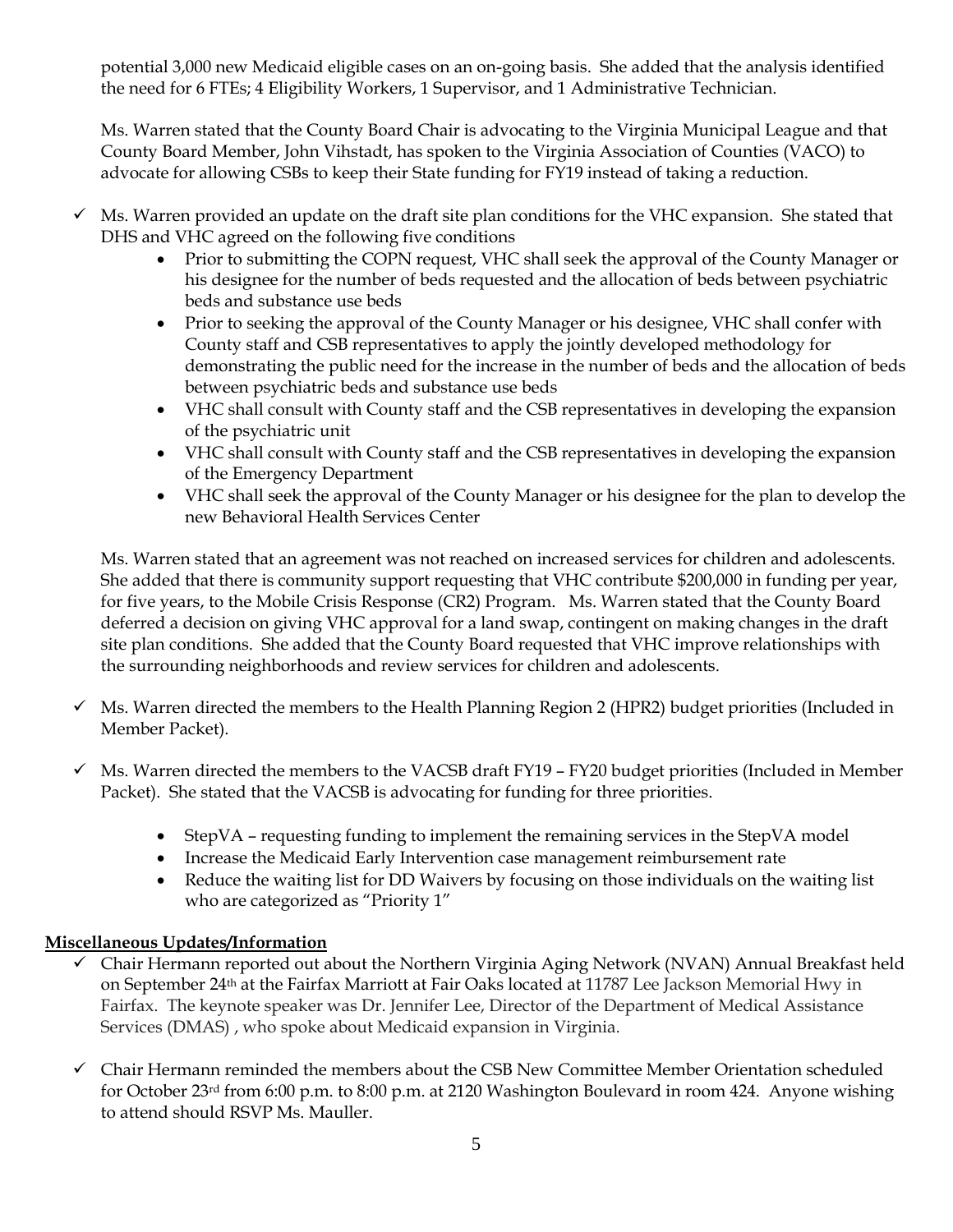potential 3,000 new Medicaid eligible cases on an on-going basis. She added that the analysis identified the need for 6 FTEs; 4 Eligibility Workers, 1 Supervisor, and 1 Administrative Technician.

Ms. Warren stated that the County Board Chair is advocating to the Virginia Municipal League and that County Board Member, John Vihstadt, has spoken to the Virginia Association of Counties (VACO) to advocate for allowing CSBs to keep their State funding for FY19 instead of taking a reduction.

- ✓ Ms. Warren provided an update on the draft site plan conditions for the VHC expansion. She stated that DHS and VHC agreed on the following five conditions
  - Prior to submitting the COPN request, VHC shall seek the approval of the County Manager or his designee for the number of beds requested and the allocation of beds between psychiatric beds and substance use beds
  - Prior to seeking the approval of the County Manager or his designee, VHC shall confer with County staff and CSB representatives to apply the jointly developed methodology for demonstrating the public need for the increase in the number of beds and the allocation of beds between psychiatric beds and substance use beds
  - VHC shall consult with County staff and the CSB representatives in developing the expansion of the psychiatric unit
  - VHC shall consult with County staff and the CSB representatives in developing the expansion of the Emergency Department
  - VHC shall seek the approval of the County Manager or his designee for the plan to develop the new Behavioral Health Services Center

  Ms. Warren stated that an agreement was not reached on increased services for children and adolescents. She added that there is community support requesting that VHC contribute $200,000 in funding per year, for five years, to the Mobile Crisis Response (CR2) Program. Ms. Warren stated that the County Board deferred a decision on giving VHC approval for a land swap, contingent on making changes in the draft site plan conditions. She added that the County Board requested that VHC improve relationships with the surrounding neighborhoods and review services for children and adolescents.

- ✓ Ms. Warren directed the members to the Health Planning Region 2 (HPR2) budget priorities (Included in Member Packet).

- ✓ Ms. Warren directed the members to the VACSB draft FY19 – FY20 budget priorities (Included in Member Packet). She stated that the VACSB is advocating for funding for three priorities.
  - StepVA – requesting funding to implement the remaining services in the StepVA model
  - Increase the Medicaid Early Intervention case management reimbursement rate
  - Reduce the waiting list for DD Waivers by focusing on those individuals on the waiting list who are categorized as "Priority 1"

**Miscellaneous Updates/Information**

- ✓ Chair Hermann reported out about the Northern Virginia Aging Network (NVAN) Annual Breakfast held on September 24th at the Fairfax Marriott at Fair Oaks located at 11787 Lee Jackson Memorial Hwy in Fairfax. The keynote speaker was Dr. Jennifer Lee, Director of the Department of Medical Assistance Services (DMAS) , who spoke about Medicaid expansion in Virginia.

- ✓ Chair Hermann reminded the members about the CSB New Committee Member Orientation scheduled for October 23rd from 6:00 p.m. to 8:00 p.m. at 2120 Washington Boulevard in room 424. Anyone wishing to attend should RSVP Ms. Mauller.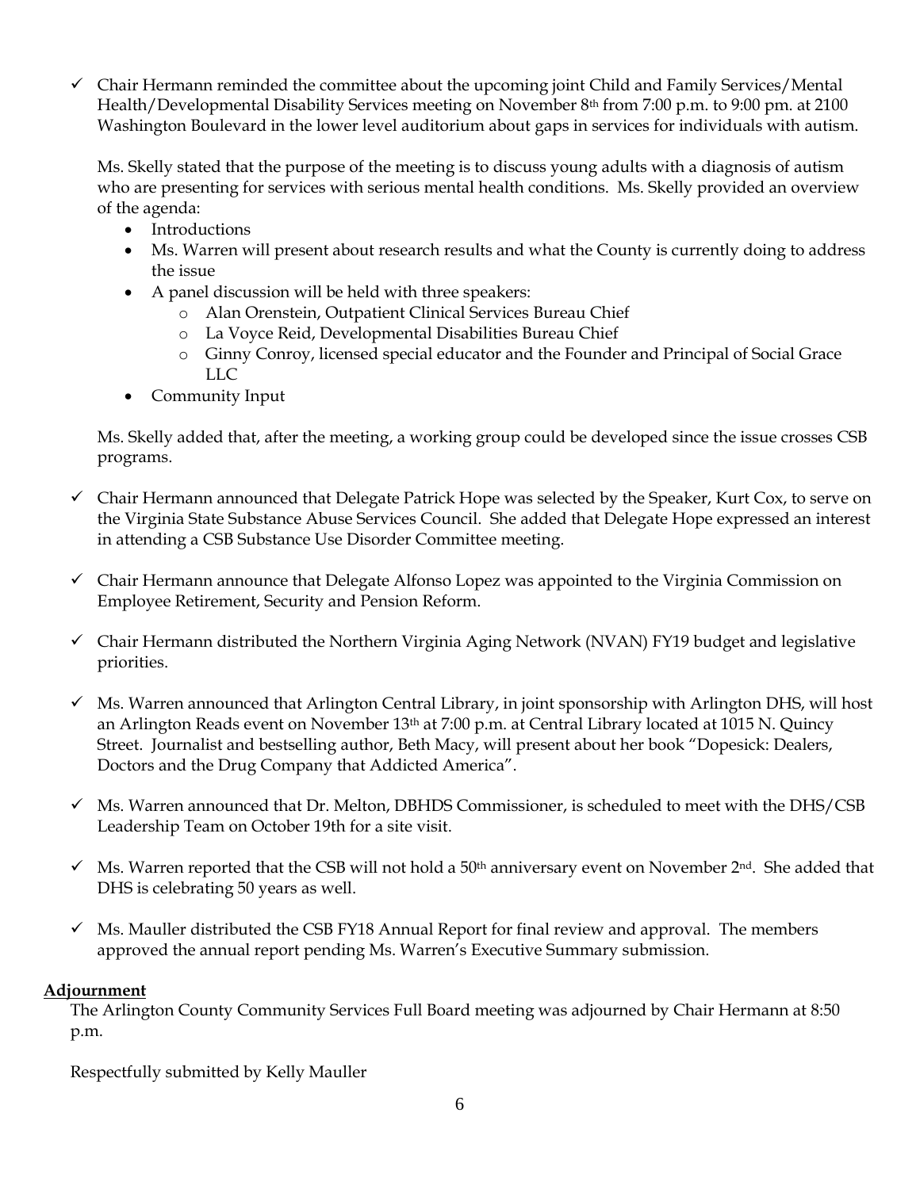- ✓ Chair Hermann reminded the committee about the upcoming joint Child and Family Services/Mental Health/Developmental Disability Services meeting on November 8th from 7:00 p.m. to 9:00 pm. at 2100 Washington Boulevard in the lower level auditorium about gaps in services for individuals with autism.

  Ms. Skelly stated that the purpose of the meeting is to discuss young adults with a diagnosis of autism who are presenting for services with serious mental health conditions. Ms. Skelly provided an overview of the agenda:
  - Introductions
  - Ms. Warren will present about research results and what the County is currently doing to address the issue
  - A panel discussion will be held with three speakers:
    - Alan Orenstein, Outpatient Clinical Services Bureau Chief
    - La Voyce Reid, Developmental Disabilities Bureau Chief
    - Ginny Conroy, licensed special educator and the Founder and Principal of Social Grace LLC
  - Community Input

  Ms. Skelly added that, after the meeting, a working group could be developed since the issue crosses CSB programs.

- ✓ Chair Hermann announced that Delegate Patrick Hope was selected by the Speaker, Kurt Cox, to serve on the Virginia State Substance Abuse Services Council. She added that Delegate Hope expressed an interest in attending a CSB Substance Use Disorder Committee meeting.

- ✓ Chair Hermann announce that Delegate Alfonso Lopez was appointed to the Virginia Commission on Employee Retirement, Security and Pension Reform.

- ✓ Chair Hermann distributed the Northern Virginia Aging Network (NVAN) FY19 budget and legislative priorities.

- ✓ Ms. Warren announced that Arlington Central Library, in joint sponsorship with Arlington DHS, will host an Arlington Reads event on November 13th at 7:00 p.m. at Central Library located at 1015 N. Quincy Street. Journalist and bestselling author, Beth Macy, will present about her book "Dopesick: Dealers, Doctors and the Drug Company that Addicted America".

- ✓ Ms. Warren announced that Dr. Melton, DBHDS Commissioner, is scheduled to meet with the DHS/CSB Leadership Team on October 19th for a site visit.

- ✓ Ms. Warren reported that the CSB will not hold a 50th anniversary event on November 2nd. She added that DHS is celebrating 50 years as well.

- ✓ Ms. Mauller distributed the CSB FY18 Annual Report for final review and approval. The members approved the annual report pending Ms. Warren's Executive Summary submission.

**Adjournment**

The Arlington County Community Services Full Board meeting was adjourned by Chair Hermann at 8:50 p.m.

Respectfully submitted by Kelly Mauller